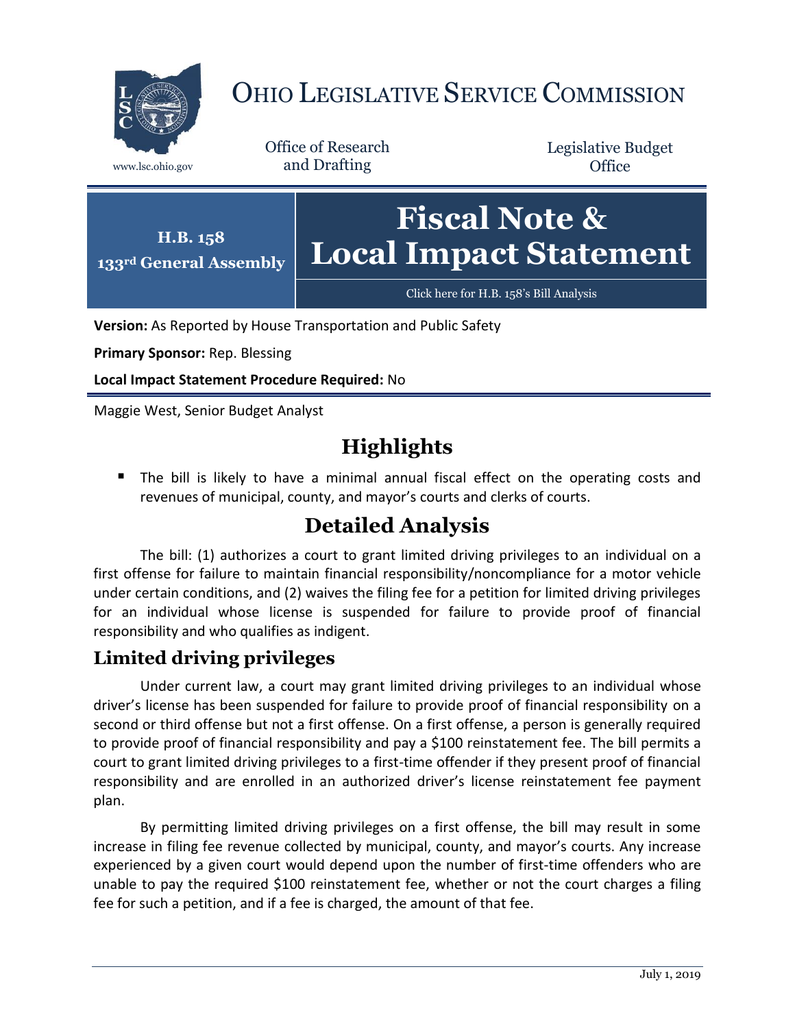# OHIO LEGISLATIVE SERVICE COMMISSION

www.lsc.ohio.gov

Office of Research and Drafting

Legislative Budget Office

**H.B. 158**
**133rd General Assembly**

# Fiscal Note & Local Impact Statement

Click here for H.B. 158's Bill Analysis

**Version:** As Reported by House Transportation and Public Safety

**Primary Sponsor:** Rep. Blessing

**Local Impact Statement Procedure Required:** No

Maggie West, Senior Budget Analyst

## Highlights

- The bill is likely to have a minimal annual fiscal effect on the operating costs and revenues of municipal, county, and mayor's courts and clerks of courts.

## Detailed Analysis

The bill: (1) authorizes a court to grant limited driving privileges to an individual on a first offense for failure to maintain financial responsibility/noncompliance for a motor vehicle under certain conditions, and (2) waives the filing fee for a petition for limited driving privileges for an individual whose license is suspended for failure to provide proof of financial responsibility and who qualifies as indigent.

### Limited driving privileges

Under current law, a court may grant limited driving privileges to an individual whose driver's license has been suspended for failure to provide proof of financial responsibility on a second or third offense but not a first offense. On a first offense, a person is generally required to provide proof of financial responsibility and pay a $100 reinstatement fee. The bill permits a court to grant limited driving privileges to a first-time offender if they present proof of financial responsibility and are enrolled in an authorized driver's license reinstatement fee payment plan.

By permitting limited driving privileges on a first offense, the bill may result in some increase in filing fee revenue collected by municipal, county, and mayor's courts. Any increase experienced by a given court would depend upon the number of first-time offenders who are unable to pay the required $100 reinstatement fee, whether or not the court charges a filing fee for such a petition, and if a fee is charged, the amount of that fee.

July 1, 2019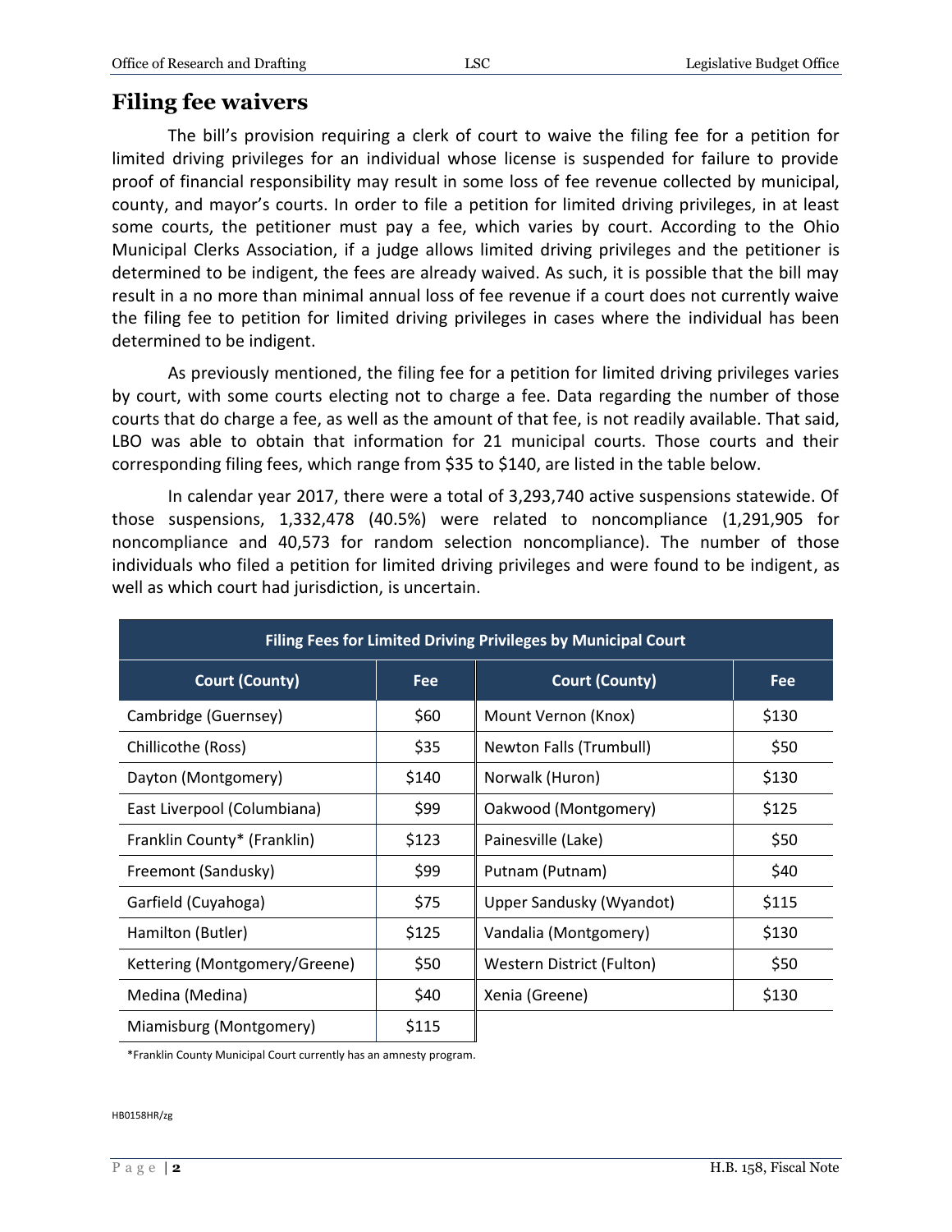## Filing fee waivers

The bill's provision requiring a clerk of court to waive the filing fee for a petition for limited driving privileges for an individual whose license is suspended for failure to provide proof of financial responsibility may result in some loss of fee revenue collected by municipal, county, and mayor's courts. In order to file a petition for limited driving privileges, in at least some courts, the petitioner must pay a fee, which varies by court. According to the Ohio Municipal Clerks Association, if a judge allows limited driving privileges and the petitioner is determined to be indigent, the fees are already waived. As such, it is possible that the bill may result in a no more than minimal annual loss of fee revenue if a court does not currently waive the filing fee to petition for limited driving privileges in cases where the individual has been determined to be indigent.

As previously mentioned, the filing fee for a petition for limited driving privileges varies by court, with some courts electing not to charge a fee. Data regarding the number of those courts that do charge a fee, as well as the amount of that fee, is not readily available. That said, LBO was able to obtain that information for 21 municipal courts. Those courts and their corresponding filing fees, which range from $35 to $140, are listed in the table below.

In calendar year 2017, there were a total of 3,293,740 active suspensions statewide. Of those suspensions, 1,332,478 (40.5%) were related to noncompliance (1,291,905 for noncompliance and 40,573 for random selection noncompliance). The number of those individuals who filed a petition for limited driving privileges and were found to be indigent, as well as which court had jurisdiction, is uncertain.

**Filing Fees for Limited Driving Privileges by Municipal Court**

| Court (County) | Fee | Court (County) | Fee |
|---|---|---|---|
| Cambridge (Guernsey) | $60 | Mount Vernon (Knox) | $130 |
| Chillicothe (Ross) | $35 | Newton Falls (Trumbull) | $50 |
| Dayton (Montgomery) | $140 | Norwalk (Huron) | $130 |
| East Liverpool (Columbiana) | $99 | Oakwood (Montgomery) | $125 |
| Franklin County* (Franklin) | $123 | Painesville (Lake) | $50 |
| Freemont (Sandusky) | $99 | Putnam (Putnam) | $40 |
| Garfield (Cuyahoga) | $75 | Upper Sandusky (Wyandot) | $115 |
| Hamilton (Butler) | $125 | Vandalia (Montgomery) | $130 |
| Kettering (Montgomery/Greene) | $50 | Western District (Fulton) | $50 |
| Medina (Medina) | $40 | Xenia (Greene) | $130 |
| Miamisburg (Montgomery) | $115 | | |

*Franklin County Municipal Court currently has an amnesty program.

HB0158HR/zg